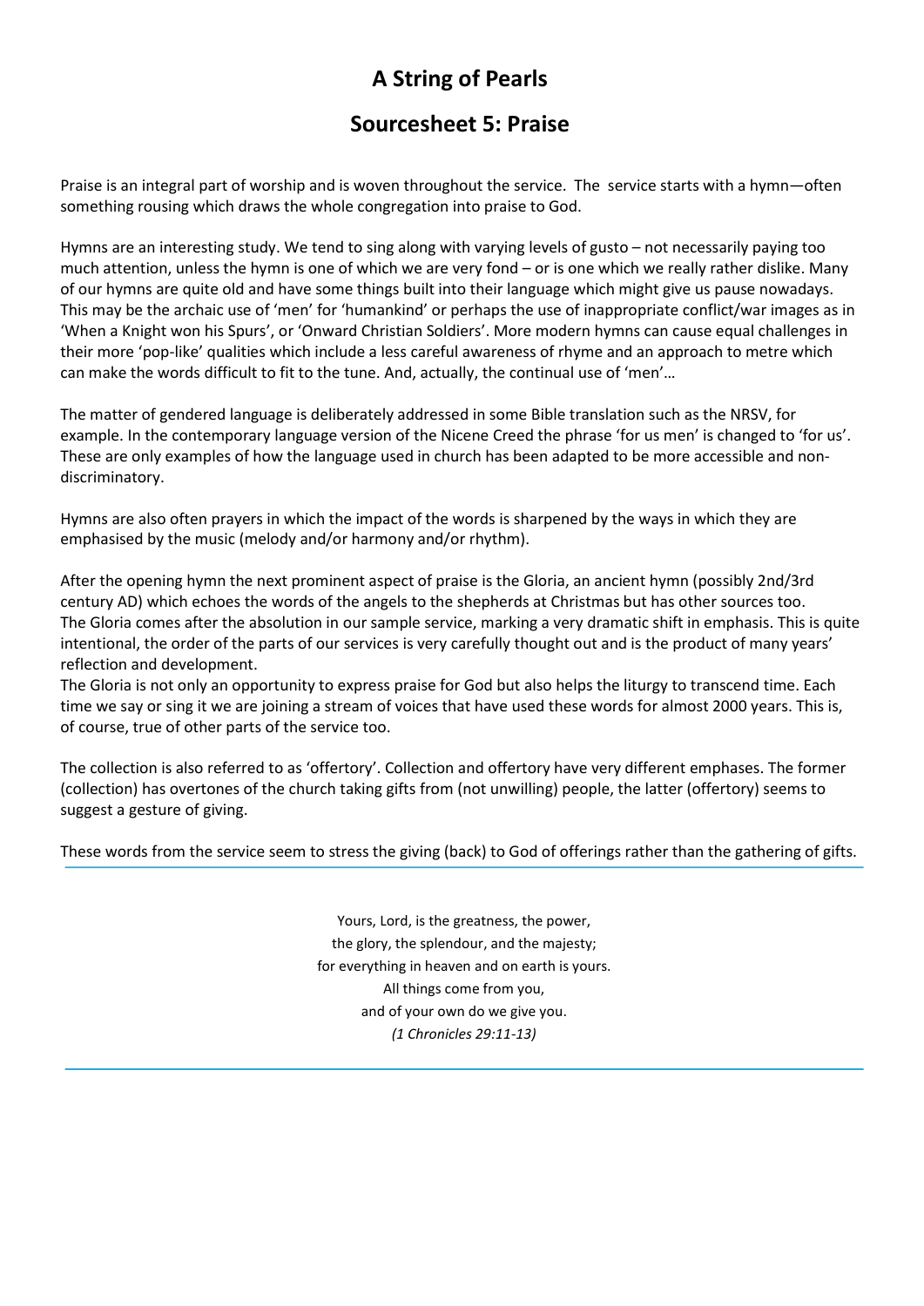# A String of Pearls

## Sourcesheet 5: Praise

Praise is an integral part of worship and is woven throughout the service. The service starts with a hymn—often something rousing which draws the whole congregation into praise to God.

Hymns are an interesting study. We tend to sing along with varying levels of gusto – not necessarily paying too much attention, unless the hymn is one of which we are very fond – or is one which we really rather dislike. Many of our hymns are quite old and have some things built into their language which might give us pause nowadays. This may be the archaic use of 'men' for 'humankind' or perhaps the use of inappropriate conflict/war images as in 'When a Knight won his Spurs', or 'Onward Christian Soldiers'. More modern hymns can cause equal challenges in their more 'pop-like' qualities which include a less careful awareness of rhyme and an approach to metre which can make the words difficult to fit to the tune. And, actually, the continual use of 'men'…

The matter of gendered language is deliberately addressed in some Bible translation such as the NRSV, for example. In the contemporary language version of the Nicene Creed the phrase 'for us men' is changed to 'for us'. These are only examples of how the language used in church has been adapted to be more accessible and non-discriminatory.

Hymns are also often prayers in which the impact of the words is sharpened by the ways in which they are emphasised by the music (melody and/or harmony and/or rhythm).

After the opening hymn the next prominent aspect of praise is the Gloria, an ancient hymn (possibly 2nd/3rd century AD) which echoes the words of the angels to the shepherds at Christmas but has other sources too. The Gloria comes after the absolution in our sample service, marking a very dramatic shift in emphasis. This is quite intentional, the order of the parts of our services is very carefully thought out and is the product of many years' reflection and development.
The Gloria is not only an opportunity to express praise for God but also helps the liturgy to transcend time. Each time we say or sing it we are joining a stream of voices that have used these words for almost 2000 years. This is, of course, true of other parts of the service too.

The collection is also referred to as 'offertory'. Collection and offertory have very different emphases. The former (collection) has overtones of the church taking gifts from (not unwilling) people, the latter (offertory) seems to suggest a gesture of giving.

These words from the service seem to stress the giving (back) to God of offerings rather than the gathering of gifts.

---

Yours, Lord, is the greatness, the power,
the glory, the splendour, and the majesty;
for everything in heaven and on earth is yours.
All things come from you,
and of your own do we give you.
*(1 Chronicles 29:11-13)*

---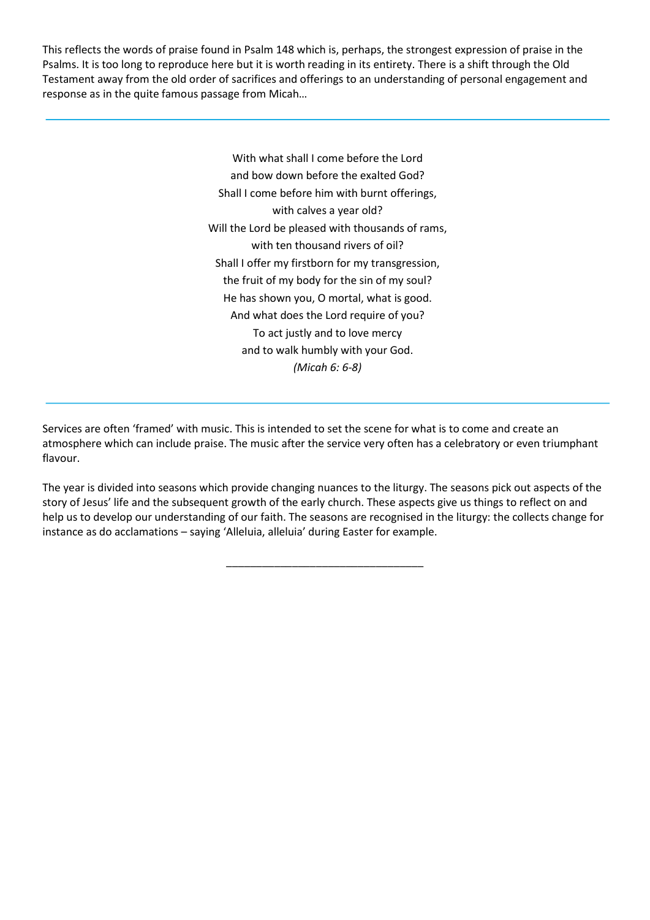This reflects the words of praise found in Psalm 148 which is, perhaps, the strongest expression of praise in the Psalms. It is too long to reproduce here but it is worth reading in its entirety. There is a shift through the Old Testament away from the old order of sacrifices and offerings to an understanding of personal engagement and response as in the quite famous passage from Micah…

---

With what shall I come before the Lord  
and bow down before the exalted God?  
Shall I come before him with burnt offerings,  
with calves a year old?  
Will the Lord be pleased with thousands of rams,  
with ten thousand rivers of oil?  
Shall I offer my firstborn for my transgression,  
the fruit of my body for the sin of my soul?  
He has shown you, O mortal, what is good.  
And what does the Lord require of you?  
To act justly and to love mercy  
and to walk humbly with your God.  
*(Micah 6: 6-8)*

---

Services are often 'framed' with music. This is intended to set the scene for what is to come and create an atmosphere which can include praise. The music after the service very often has a celebratory or even triumphant flavour.

The year is divided into seasons which provide changing nuances to the liturgy. The seasons pick out aspects of the story of Jesus' life and the subsequent growth of the early church. These aspects give us things to reflect on and help us to develop our understanding of our faith. The seasons are recognised in the liturgy: the collects change for instance as do acclamations – saying 'Alleluia, alleluia' during Easter for example.

---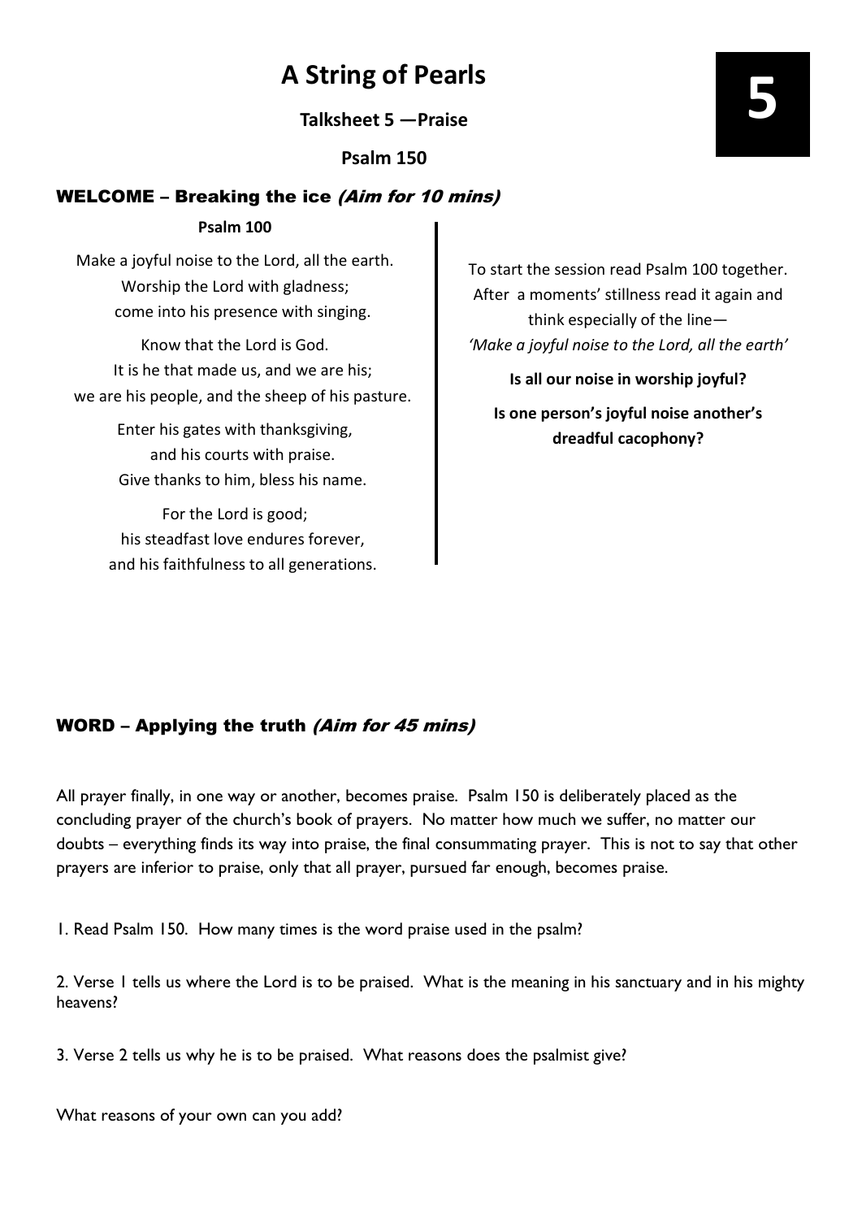# A String of Pearls

**Talksheet 5 —Praise**

**Psalm 150**

**5**

## WELCOME – Breaking the ice *(Aim for 10 mins)*

**Psalm 100**

Make a joyful noise to the Lord, all the earth.
Worship the Lord with gladness;
come into his presence with singing.

Know that the Lord is God.
It is he that made us, and we are his;
we are his people, and the sheep of his pasture.

Enter his gates with thanksgiving,
and his courts with praise.
Give thanks to him, bless his name.

For the Lord is good;
his steadfast love endures forever,
and his faithfulness to all generations.

To start the session read Psalm 100 together. After a moments' stillness read it again and think especially of the line—
*'Make a joyful noise to the Lord, all the earth'*

**Is all our noise in worship joyful?**

**Is one person's joyful noise another's dreadful cacophony?**

## WORD – Applying the truth *(Aim for 45 mins)*

All prayer finally, in one way or another, becomes praise. Psalm 150 is deliberately placed as the concluding prayer of the church's book of prayers. No matter how much we suffer, no matter our doubts – everything finds its way into praise, the final consummating prayer. This is not to say that other prayers are inferior to praise, only that all prayer, pursued far enough, becomes praise.

1. Read Psalm 150. How many times is the word praise used in the psalm?

2. Verse 1 tells us where the Lord is to be praised. What is the meaning in his sanctuary and in his mighty heavens?

3. Verse 2 tells us why he is to be praised. What reasons does the psalmist give?

What reasons of your own can you add?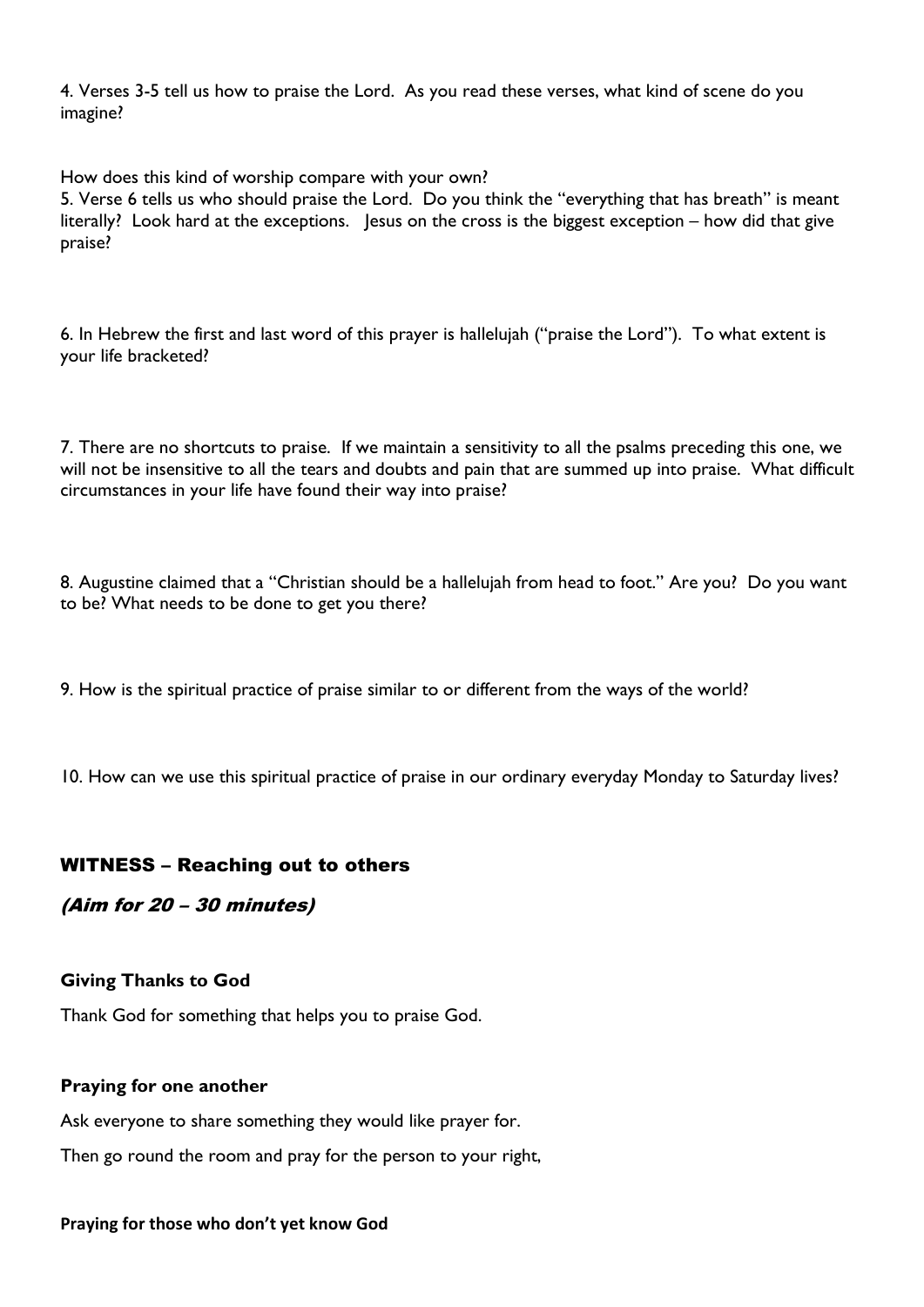4. Verses 3-5 tell us how to praise the Lord. As you read these verses, what kind of scene do you imagine?

How does this kind of worship compare with your own?

5. Verse 6 tells us who should praise the Lord. Do you think the "everything that has breath" is meant literally? Look hard at the exceptions. Jesus on the cross is the biggest exception – how did that give praise?

6. In Hebrew the first and last word of this prayer is hallelujah ("praise the Lord"). To what extent is your life bracketed?

7. There are no shortcuts to praise. If we maintain a sensitivity to all the psalms preceding this one, we will not be insensitive to all the tears and doubts and pain that are summed up into praise. What difficult circumstances in your life have found their way into praise?

8. Augustine claimed that a "Christian should be a hallelujah from head to foot." Are you? Do you want to be? What needs to be done to get you there?

9. How is the spiritual practice of praise similar to or different from the ways of the world?

10. How can we use this spiritual practice of praise in our ordinary everyday Monday to Saturday lives?

## WITNESS – Reaching out to others

*(Aim for 20 – 30 minutes)*

**Giving Thanks to God**

Thank God for something that helps you to praise God.

**Praying for one another**

Ask everyone to share something they would like prayer for.

Then go round the room and pray for the person to your right,

**Praying for those who don't yet know God**